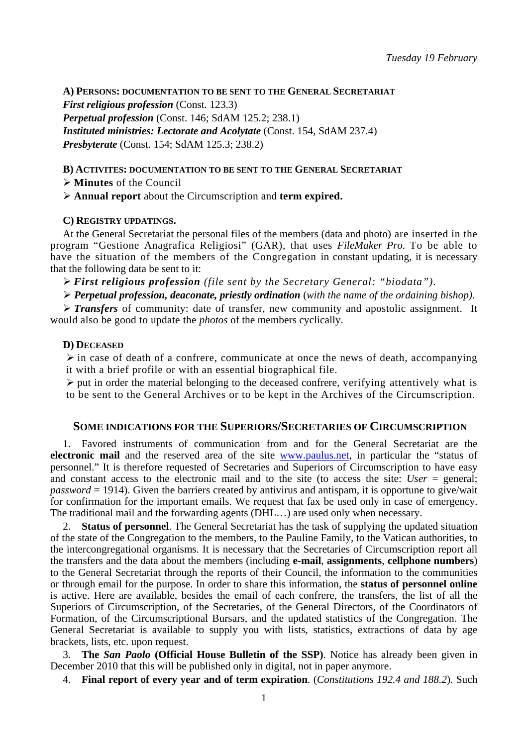*Tuesday 19 February*

**A) PERSONS: DOCUMENTATION TO BE SENT TO THE GENERAL SECRETARIAT**

***First religious profession*** (Const. 123.3)
***Perpetual profession*** (Const. 146; SdAM 125.2; 238.1)
***Instituted ministries: Lectorate and Acolytate*** (Const. 154, SdAM 237.4)
***Presbyterate*** (Const. 154; SdAM 125.3; 238.2)

**B) ACTIVITES: DOCUMENTATION TO BE SENT TO THE GENERAL SECRETARIAT**

- **Minutes** of the Council
- **Annual report** about the Circumscription and **term expired.**

**C) REGISTRY UPDATINGS.**

At the General Secretariat the personal files of the members (data and photo) are inserted in the program "Gestione Anagrafica Religiosi" (GAR), that uses *FileMaker Pro.* To be able to have the situation of the members of the Congregation in constant updating, it is necessary that the following data be sent to it:

- ***First religious profession*** *(file sent by the Secretary General: "biodata").*
- ***Perpetual profession, deaconate, priestly ordination*** (*with the name of the ordaining bishop).*
- ***Transfers*** of community: date of transfer, new community and apostolic assignment. It would also be good to update the *photos* of the members cyclically.

**D) DECEASED**

- in case of death of a confrere, communicate at once the news of death, accompanying it with a brief profile or with an essential biographical file.
- put in order the material belonging to the deceased confrere, verifying attentively what is to be sent to the General Archives or to be kept in the Archives of the Circumscription.

## SOME INDICATIONS FOR THE SUPERIORS/SECRETARIES OF CIRCUMSCRIPTION

1. Favored instruments of communication from and for the General Secretariat are the **electronic mail** and the reserved area of the site www.paulus.net, in particular the "status of personnel." It is therefore requested of Secretaries and Superiors of Circumscription to have easy and constant access to the electronic mail and to the site (to access the site: *User* = general; *password* = 1914). Given the barriers created by antivirus and antispam, it is opportune to give/wait for confirmation for the important emails. We request that fax be used only in case of emergency. The traditional mail and the forwarding agents (DHL…) are used only when necessary.

2. **Status of personnel**. The General Secretariat has the task of supplying the updated situation of the state of the Congregation to the members, to the Pauline Family, to the Vatican authorities, to the intercongregational organisms. It is necessary that the Secretaries of Circumscription report all the transfers and the data about the members (including **e-mail**, **assignments**, **cellphone numbers**) to the General Secretariat through the reports of their Council, the information to the communities or through email for the purpose. In order to share this information, the **status of personnel online** is active. Here are available, besides the email of each confrere, the transfers, the list of all the Superiors of Circumscription, of the Secretaries, of the General Directors, of the Coordinators of Formation, of the Circumscriptional Bursars, and the updated statistics of the Congregation. The General Secretariat is available to supply you with lists, statistics, extractions of data by age brackets, lists, etc. upon request.

3. **The *San Paolo* (Official House Bulletin of the SSP)**. Notice has already been given in December 2010 that this will be published only in digital, not in paper anymore.

4. **Final report of every year and of term expiration**. (*Constitutions 192.4 and 188.2*). Such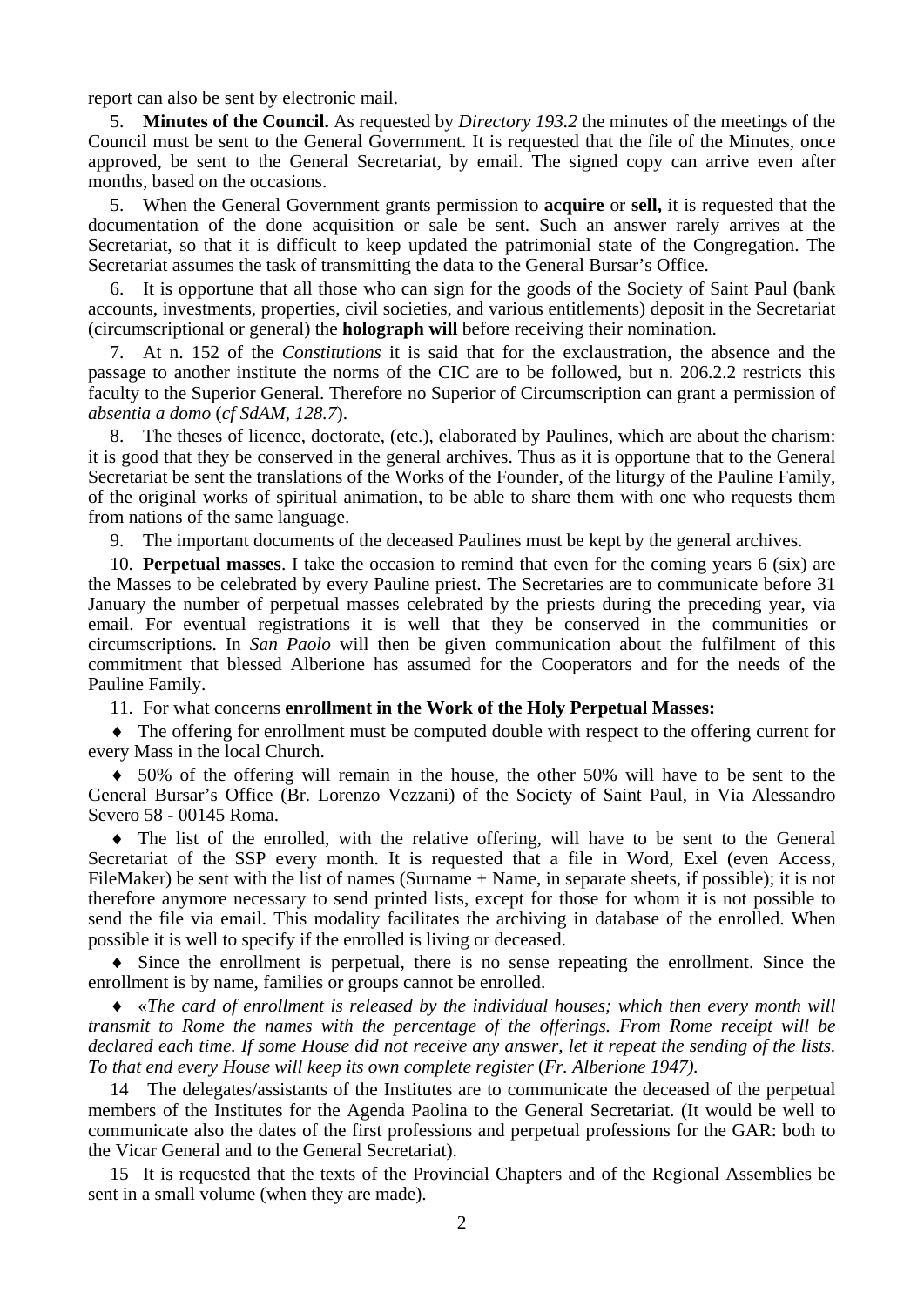report can also be sent by electronic mail.

5. **Minutes of the Council.** As requested by *Directory 193.2* the minutes of the meetings of the Council must be sent to the General Government. It is requested that the file of the Minutes, once approved, be sent to the General Secretariat, by email. The signed copy can arrive even after months, based on the occasions.

5. When the General Government grants permission to **acquire** or **sell,** it is requested that the documentation of the done acquisition or sale be sent. Such an answer rarely arrives at the Secretariat, so that it is difficult to keep updated the patrimonial state of the Congregation. The Secretariat assumes the task of transmitting the data to the General Bursar's Office.

6. It is opportune that all those who can sign for the goods of the Society of Saint Paul (bank accounts, investments, properties, civil societies, and various entitlements) deposit in the Secretariat (circumscriptional or general) the **holograph will** before receiving their nomination.

7. At n. 152 of the *Constitutions* it is said that for the exclaustration, the absence and the passage to another institute the norms of the CIC are to be followed, but n. 206.2.2 restricts this faculty to the Superior General. Therefore no Superior of Circumscription can grant a permission of *absentia a domo* (*cf SdAM, 128.7*).

8. The theses of licence, doctorate, (etc.), elaborated by Paulines, which are about the charism: it is good that they be conserved in the general archives. Thus as it is opportune that to the General Secretariat be sent the translations of the Works of the Founder, of the liturgy of the Pauline Family, of the original works of spiritual animation, to be able to share them with one who requests them from nations of the same language.

9. The important documents of the deceased Paulines must be kept by the general archives.

10. **Perpetual masses**. I take the occasion to remind that even for the coming years 6 (six) are the Masses to be celebrated by every Pauline priest. The Secretaries are to communicate before 31 January the number of perpetual masses celebrated by the priests during the preceding year, via email. For eventual registrations it is well that they be conserved in the communities or circumscriptions. In *San Paolo* will then be given communication about the fulfilment of this commitment that blessed Alberione has assumed for the Cooperators and for the needs of the Pauline Family.

11. For what concerns **enrollment in the Work of the Holy Perpetual Masses:**

- The offering for enrollment must be computed double with respect to the offering current for every Mass in the local Church.
- 50% of the offering will remain in the house, the other 50% will have to be sent to the General Bursar's Office (Br. Lorenzo Vezzani) of the Society of Saint Paul, in Via Alessandro Severo 58 - 00145 Roma.
- The list of the enrolled, with the relative offering, will have to be sent to the General Secretariat of the SSP every month. It is requested that a file in Word, Exel (even Access, FileMaker) be sent with the list of names (Surname + Name, in separate sheets, if possible); it is not therefore anymore necessary to send printed lists, except for those for whom it is not possible to send the file via email. This modality facilitates the archiving in database of the enrolled. When possible it is well to specify if the enrolled is living or deceased.
- Since the enrollment is perpetual, there is no sense repeating the enrollment. Since the enrollment is by name, families or groups cannot be enrolled.
- «*The card of enrollment is released by the individual houses; which then every month will transmit to Rome the names with the percentage of the offerings. From Rome receipt will be declared each time. If some House did not receive any answer, let it repeat the sending of the lists. To that end every House will keep its own complete register* (*Fr. Alberione 1947).*

14 The delegates/assistants of the Institutes are to communicate the deceased of the perpetual members of the Institutes for the Agenda Paolina to the General Secretariat. (It would be well to communicate also the dates of the first professions and perpetual professions for the GAR: both to the Vicar General and to the General Secretariat).

15 It is requested that the texts of the Provincial Chapters and of the Regional Assemblies be sent in a small volume (when they are made).